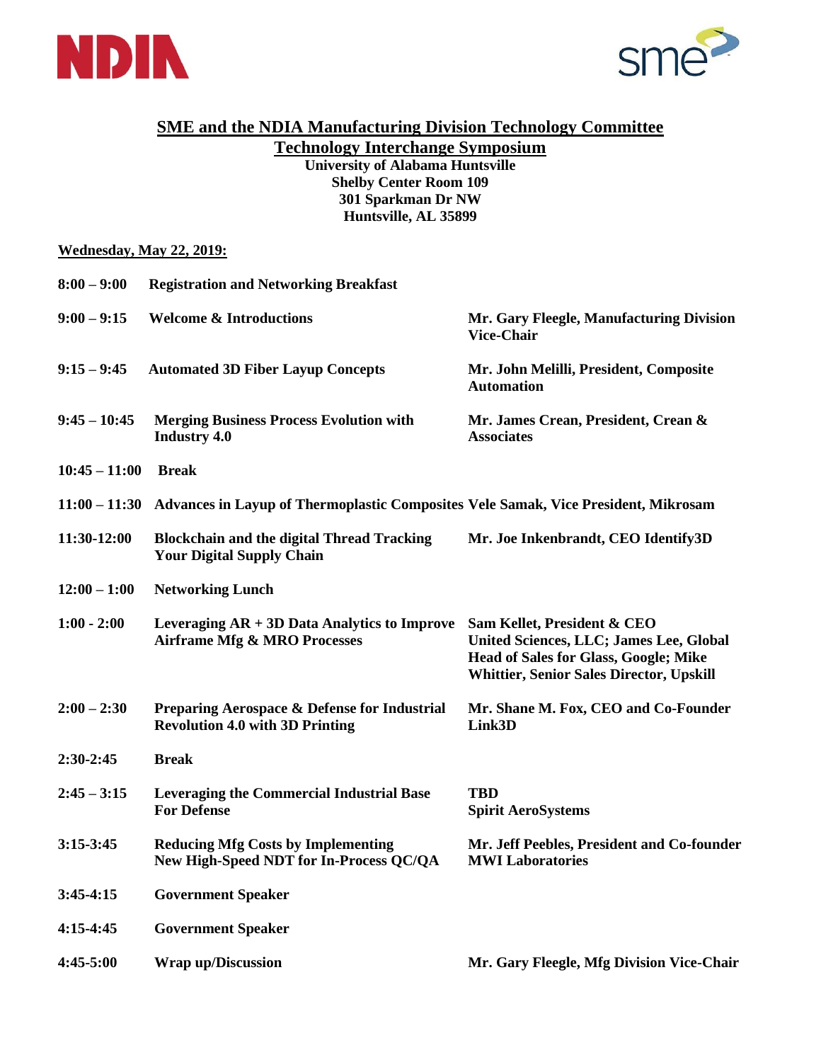# SME and the NDIA Manufacturing Division Technology Committee

## Technology Interchange Symposium

**University of Alabama Huntsville**
**Shelby Center Room 109**
**301 Sparkman Dr NW**
**Huntsville, AL 35899**

**Wednesday, May 22, 2019:**

| Time | Session | Speaker |
|---|---|---|
| 8:00 – 9:00 | Registration and Networking Breakfast | |
| 9:00 – 9:15 | Welcome & Introductions | Mr. Gary Fleegle, Manufacturing Division Vice-Chair |
| 9:15 – 9:45 | Automated 3D Fiber Layup Concepts | Mr. John Melilli, President, Composite Automation |
| 9:45 – 10:45 | Merging Business Process Evolution with Industry 4.0 | Mr. James Crean, President, Crean & Associates |
| 10:45 – 11:00 | Break | |
| 11:00 – 11:30 | Advances in Layup of Thermoplastic Composites | Vele Samak, Vice President, Mikrosam |
| 11:30-12:00 | Blockchain and the digital Thread Tracking Your Digital Supply Chain | Mr. Joe Inkenbrandt, CEO Identify3D |
| 12:00 – 1:00 | Networking Lunch | |
| 1:00 - 2:00 | Leveraging AR + 3D Data Analytics to Improve Airframe Mfg & MRO Processes | Sam Kellet, President & CEO United Sciences, LLC; James Lee, Global Head of Sales for Glass, Google; Mike Whittier, Senior Sales Director, Upskill |
| 2:00 – 2:30 | Preparing Aerospace & Defense for Industrial Revolution 4.0 with 3D Printing | Mr. Shane M. Fox, CEO and Co-Founder Link3D |
| 2:30-2:45 | Break | |
| 2:45 – 3:15 | Leveraging the Commercial Industrial Base For Defense | TBD Spirit AeroSystems |
| 3:15-3:45 | Reducing Mfg Costs by Implementing New High-Speed NDT for In-Process QC/QA | Mr. Jeff Peebles, President and Co-founder MWI Laboratories |
| 3:45-4:15 | Government Speaker | |
| 4:15-4:45 | Government Speaker | |
| 4:45-5:00 | Wrap up/Discussion | Mr. Gary Fleegle, Mfg Division Vice-Chair |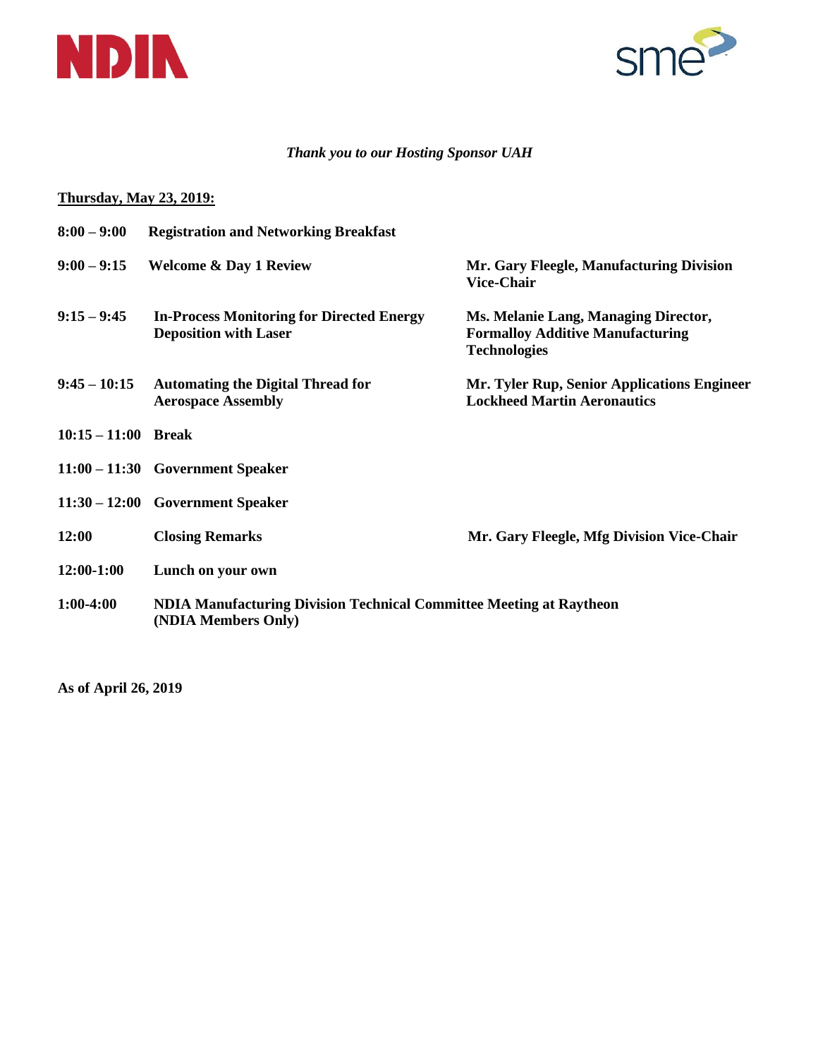*Thank you to our Hosting Sponsor UAH*

**Thursday, May 23, 2019:**

| | | |
|---|---|---|
| **8:00 – 9:00** | **Registration and Networking Breakfast** | |
| **9:00 – 9:15** | **Welcome & Day 1 Review** | **Mr. Gary Fleegle, Manufacturing Division Vice-Chair** |
| **9:15 – 9:45** | **In-Process Monitoring for Directed Energy Deposition with Laser** | **Ms. Melanie Lang, Managing Director, Formalloy Additive Manufacturing Technologies** |
| **9:45 – 10:15** | **Automating the Digital Thread for Aerospace Assembly** | **Mr. Tyler Rup, Senior Applications Engineer Lockheed Martin Aeronautics** |
| **10:15 – 11:00** | **Break** | |
| **11:00 – 11:30** | **Government Speaker** | |
| **11:30 – 12:00** | **Government Speaker** | |
| **12:00** | **Closing Remarks** | **Mr. Gary Fleegle, Mfg Division Vice-Chair** |
| **12:00-1:00** | **Lunch on your own** | |
| **1:00-4:00** | **NDIA Manufacturing Division Technical Committee Meeting at Raytheon (NDIA Members Only)** | |

**As of April 26, 2019**